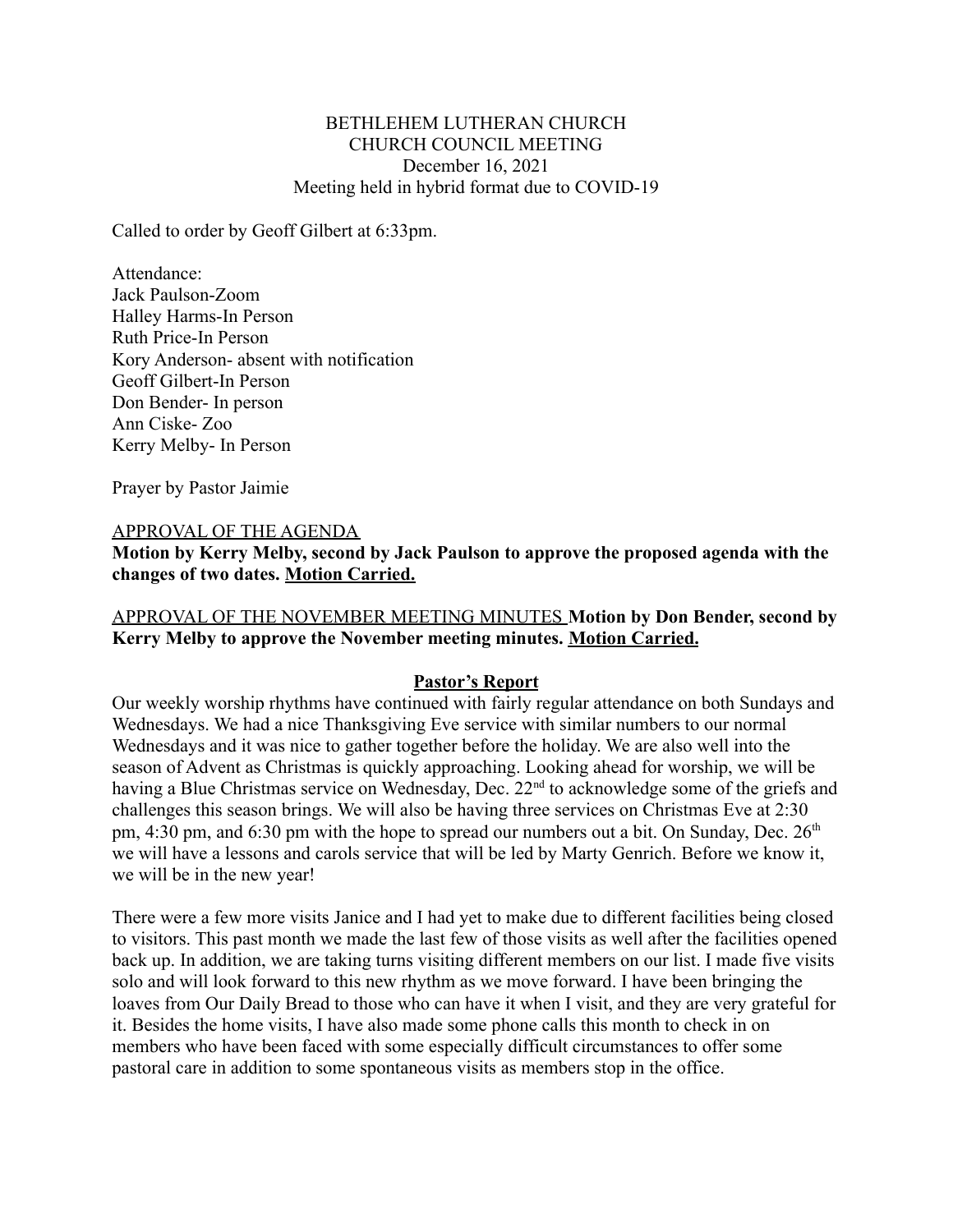BETHLEHEM LUTHERAN CHURCH
CHURCH COUNCIL MEETING
December 16, 2021
Meeting held in hybrid format due to COVID-19

Called to order by Geoff Gilbert at 6:33pm.

Attendance:
Jack Paulson-Zoom
Halley Harms-In Person
Ruth Price-In Person
Kory Anderson- absent with notification
Geoff Gilbert-In Person
Don Bender- In person
Ann Ciske- Zoo
Kerry Melby- In Person

Prayer by Pastor Jaimie

APPROVAL OF THE AGENDA

**Motion by Kerry Melby, second by Jack Paulson to approve the proposed agenda with the changes of two dates. Motion Carried.**

APPROVAL OF THE NOVEMBER MEETING MINUTES **Motion by Don Bender, second by Kerry Melby to approve the November meeting minutes. Motion Carried.**

## Pastor's Report

Our weekly worship rhythms have continued with fairly regular attendance on both Sundays and Wednesdays. We had a nice Thanksgiving Eve service with similar numbers to our normal Wednesdays and it was nice to gather together before the holiday. We are also well into the season of Advent as Christmas is quickly approaching. Looking ahead for worship, we will be having a Blue Christmas service on Wednesday, Dec. 22nd to acknowledge some of the griefs and challenges this season brings. We will also be having three services on Christmas Eve at 2:30 pm, 4:30 pm, and 6:30 pm with the hope to spread our numbers out a bit. On Sunday, Dec. 26th we will have a lessons and carols service that will be led by Marty Genrich. Before we know it, we will be in the new year!

There were a few more visits Janice and I had yet to make due to different facilities being closed to visitors. This past month we made the last few of those visits as well after the facilities opened back up. In addition, we are taking turns visiting different members on our list. I made five visits solo and will look forward to this new rhythm as we move forward. I have been bringing the loaves from Our Daily Bread to those who can have it when I visit, and they are very grateful for it. Besides the home visits, I have also made some phone calls this month to check in on members who have been faced with some especially difficult circumstances to offer some pastoral care in addition to some spontaneous visits as members stop in the office.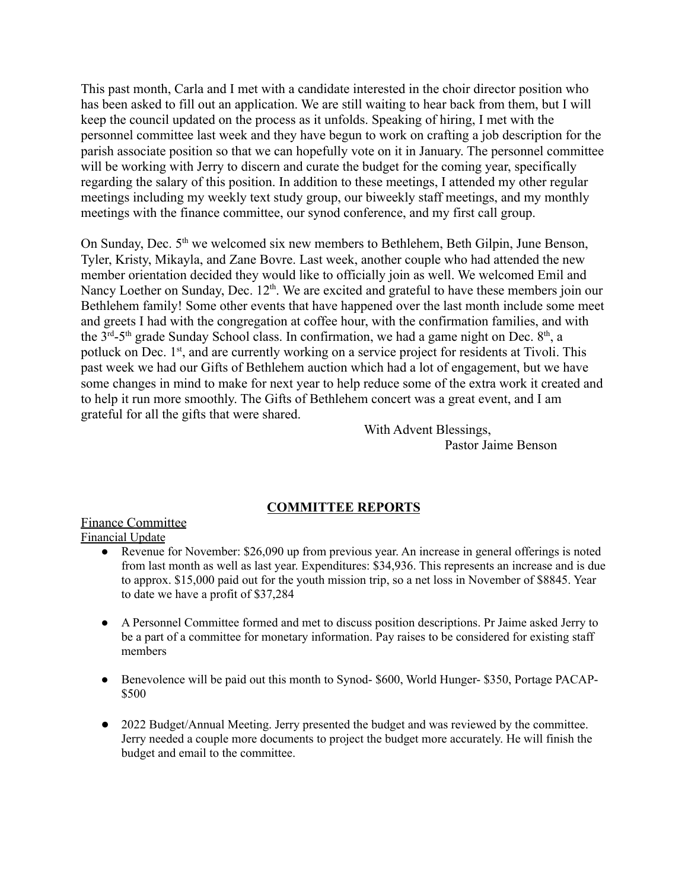This past month, Carla and I met with a candidate interested in the choir director position who has been asked to fill out an application. We are still waiting to hear back from them, but I will keep the council updated on the process as it unfolds. Speaking of hiring, I met with the personnel committee last week and they have begun to work on crafting a job description for the parish associate position so that we can hopefully vote on it in January. The personnel committee will be working with Jerry to discern and curate the budget for the coming year, specifically regarding the salary of this position. In addition to these meetings, I attended my other regular meetings including my weekly text study group, our biweekly staff meetings, and my monthly meetings with the finance committee, our synod conference, and my first call group.

On Sunday, Dec. 5th we welcomed six new members to Bethlehem, Beth Gilpin, June Benson, Tyler, Kristy, Mikayla, and Zane Bovre. Last week, another couple who had attended the new member orientation decided they would like to officially join as well. We welcomed Emil and Nancy Loether on Sunday, Dec. 12th. We are excited and grateful to have these members join our Bethlehem family! Some other events that have happened over the last month include some meet and greets I had with the congregation at coffee hour, with the confirmation families, and with the 3rd-5th grade Sunday School class. In confirmation, we had a game night on Dec. 8th, a potluck on Dec. 1st, and are currently working on a service project for residents at Tivoli. This past week we had our Gifts of Bethlehem auction which had a lot of engagement, but we have some changes in mind to make for next year to help reduce some of the extra work it created and to help it run more smoothly. The Gifts of Bethlehem concert was a great event, and I am grateful for all the gifts that were shared.

With Advent Blessings,
Pastor Jaime Benson

## COMMITTEE REPORTS

Finance Committee

Financial Update

- Revenue for November: $26,090 up from previous year. An increase in general offerings is noted from last month as well as last year. Expenditures: $34,936. This represents an increase and is due to approx. $15,000 paid out for the youth mission trip, so a net loss in November of $8845. Year to date we have a profit of $37,284

- A Personnel Committee formed and met to discuss position descriptions. Pr Jaime asked Jerry to be a part of a committee for monetary information. Pay raises to be considered for existing staff members

- Benevolence will be paid out this month to Synod- $600, World Hunger- $350, Portage PACAP- $500

- 2022 Budget/Annual Meeting. Jerry presented the budget and was reviewed by the committee. Jerry needed a couple more documents to project the budget more accurately. He will finish the budget and email to the committee.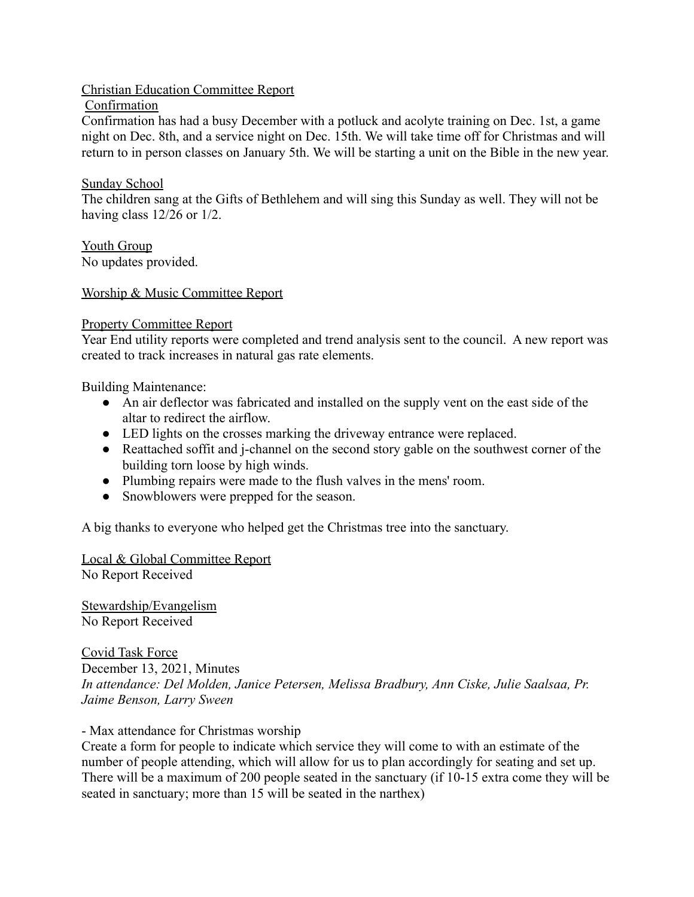## Christian Education Committee Report

### Confirmation

Confirmation has had a busy December with a potluck and acolyte training on Dec. 1st, a game night on Dec. 8th, and a service night on Dec. 15th. We will take time off for Christmas and will return to in person classes on January 5th. We will be starting a unit on the Bible in the new year.

### Sunday School

The children sang at the Gifts of Bethlehem and will sing this Sunday as well. They will not be having class 12/26 or 1/2.

### Youth Group

No updates provided.

## Worship & Music Committee Report

## Property Committee Report

Year End utility reports were completed and trend analysis sent to the council. A new report was created to track increases in natural gas rate elements.

Building Maintenance:

- An air deflector was fabricated and installed on the supply vent on the east side of the altar to redirect the airflow.
- LED lights on the crosses marking the driveway entrance were replaced.
- Reattached soffit and j-channel on the second story gable on the southwest corner of the building torn loose by high winds.
- Plumbing repairs were made to the flush valves in the mens' room.
- Snowblowers were prepped for the season.

A big thanks to everyone who helped get the Christmas tree into the sanctuary.

## Local & Global Committee Report

No Report Received

## Stewardship/Evangelism

No Report Received

## Covid Task Force

December 13, 2021, Minutes

*In attendance: Del Molden, Janice Petersen, Melissa Bradbury, Ann Ciske, Julie Saalsaa, Pr. Jaime Benson, Larry Sween*

- Max attendance for Christmas worship

Create a form for people to indicate which service they will come to with an estimate of the number of people attending, which will allow for us to plan accordingly for seating and set up. There will be a maximum of 200 people seated in the sanctuary (if 10-15 extra come they will be seated in sanctuary; more than 15 will be seated in the narthex)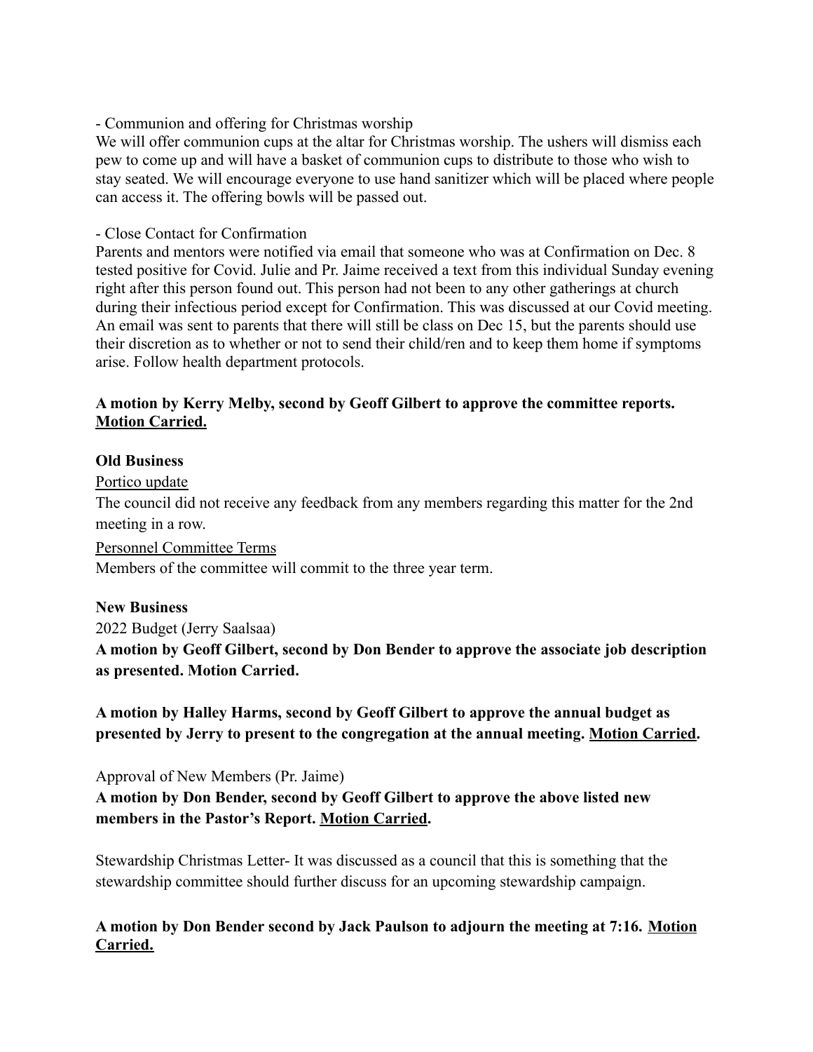- Communion and offering for Christmas worship

We will offer communion cups at the altar for Christmas worship. The ushers will dismiss each pew to come up and will have a basket of communion cups to distribute to those who wish to stay seated. We will encourage everyone to use hand sanitizer which will be placed where people can access it. The offering bowls will be passed out.

- Close Contact for Confirmation

Parents and mentors were notified via email that someone who was at Confirmation on Dec. 8 tested positive for Covid. Julie and Pr. Jaime received a text from this individual Sunday evening right after this person found out. This person had not been to any other gatherings at church during their infectious period except for Confirmation. This was discussed at our Covid meeting. An email was sent to parents that there will still be class on Dec 15, but the parents should use their discretion as to whether or not to send their child/ren and to keep them home if symptoms arise. Follow health department protocols.

**A motion by Kerry Melby, second by Geoff Gilbert to approve the committee reports. <u>Motion Carried.</u>**

**Old Business**

<u>Portico update</u>

The council did not receive any feedback from any members regarding this matter for the 2nd meeting in a row.

<u>Personnel Committee Terms</u>

Members of the committee will commit to the three year term.

**New Business**

2022 Budget (Jerry Saalsaa)

**A motion by Geoff Gilbert, second by Don Bender to approve the associate job description as presented. Motion Carried.**

**A motion by Halley Harms, second by Geoff Gilbert to approve the annual budget as presented by Jerry to present to the congregation at the annual meeting. <u>Motion Carried</u>.**

Approval of New Members (Pr. Jaime)

**A motion by Don Bender, second by Geoff Gilbert to approve the above listed new members in the Pastor's Report. <u>Motion Carried</u>.**

Stewardship Christmas Letter- It was discussed as a council that this is something that the stewardship committee should further discuss for an upcoming stewardship campaign.

**A motion by Don Bender second by Jack Paulson to adjourn the meeting at 7:16. <u>Motion Carried.</u>**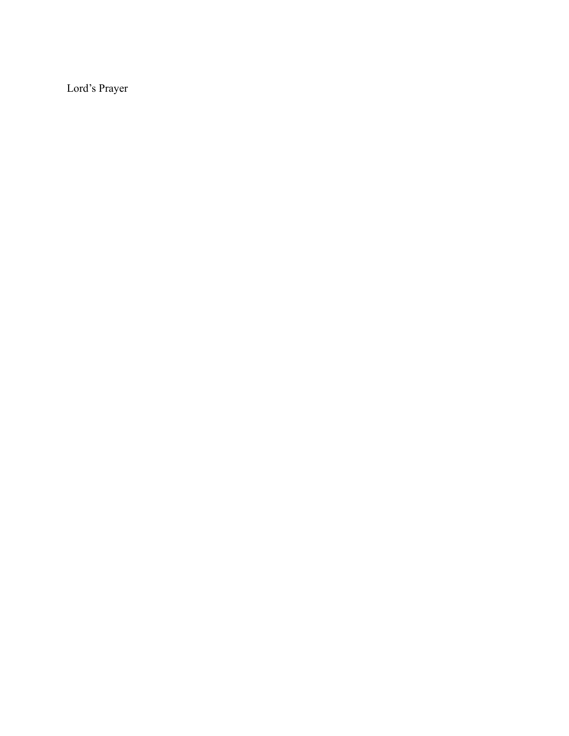Lord’s Prayer